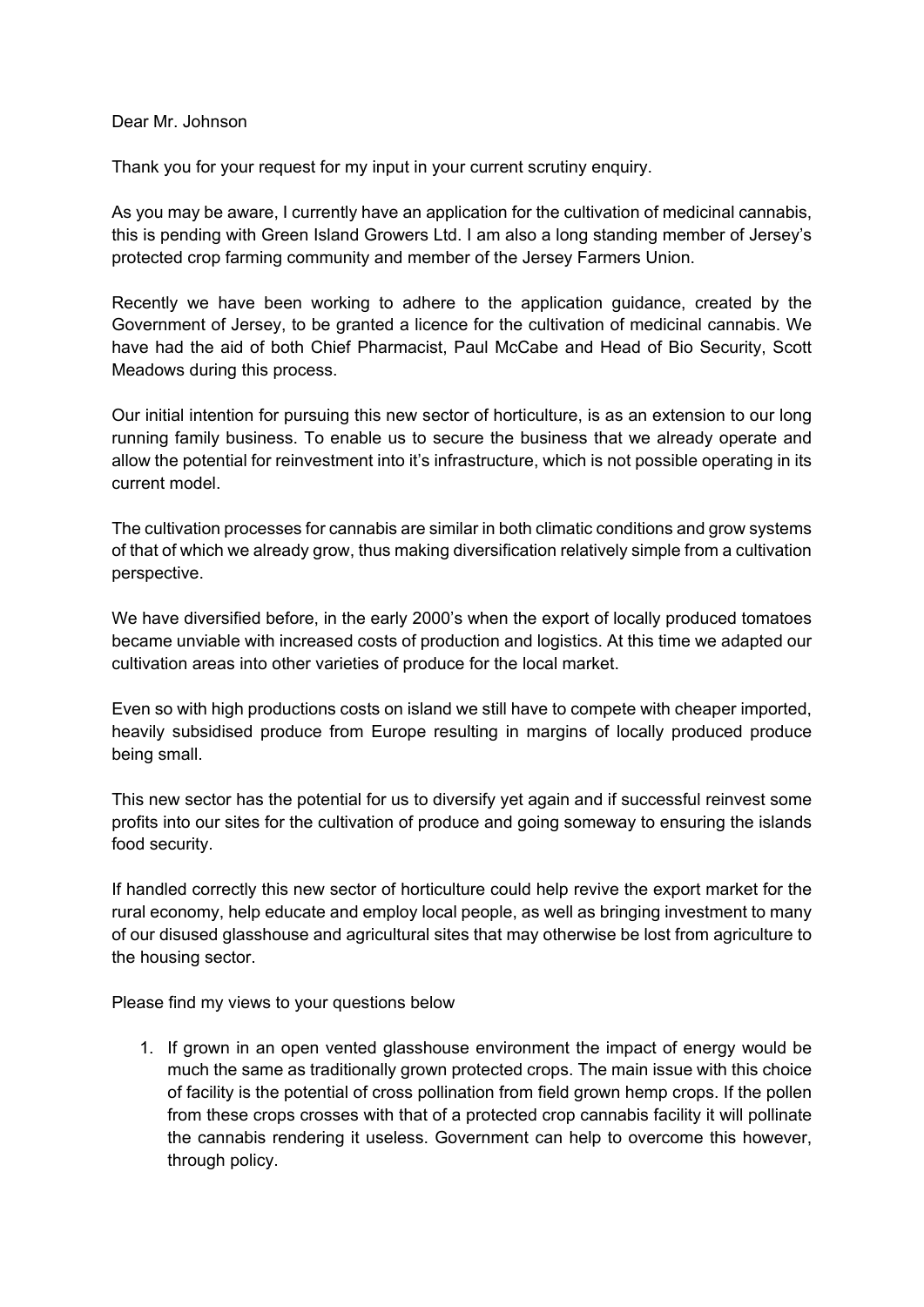Dear Mr. Johnson

Thank you for your request for my input in your current scrutiny enquiry.

As you may be aware, I currently have an application for the cultivation of medicinal cannabis, this is pending with Green Island Growers Ltd. I am also a long standing member of Jersey's protected crop farming community and member of the Jersey Farmers Union.

Recently we have been working to adhere to the application guidance, created by the Government of Jersey, to be granted a licence for the cultivation of medicinal cannabis. We have had the aid of both Chief Pharmacist, Paul McCabe and Head of Bio Security, Scott Meadows during this process.

Our initial intention for pursuing this new sector of horticulture, is as an extension to our long running family business. To enable us to secure the business that we already operate and allow the potential for reinvestment into it's infrastructure, which is not possible operating in its current model.

The cultivation processes for cannabis are similar in both climatic conditions and grow systems of that of which we already grow, thus making diversification relatively simple from a cultivation perspective.

We have diversified before, in the early 2000's when the export of locally produced tomatoes became unviable with increased costs of production and logistics. At this time we adapted our cultivation areas into other varieties of produce for the local market.

Even so with high productions costs on island we still have to compete with cheaper imported, heavily subsidised produce from Europe resulting in margins of locally produced produce being small.

This new sector has the potential for us to diversify yet again and if successful reinvest some profits into our sites for the cultivation of produce and going someway to ensuring the islands food security.

If handled correctly this new sector of horticulture could help revive the export market for the rural economy, help educate and employ local people, as well as bringing investment to many of our disused glasshouse and agricultural sites that may otherwise be lost from agriculture to the housing sector.

Please find my views to your questions below

1. If grown in an open vented glasshouse environment the impact of energy would be much the same as traditionally grown protected crops. The main issue with this choice of facility is the potential of cross pollination from field grown hemp crops. If the pollen from these crops crosses with that of a protected crop cannabis facility it will pollinate the cannabis rendering it useless. Government can help to overcome this however, through policy.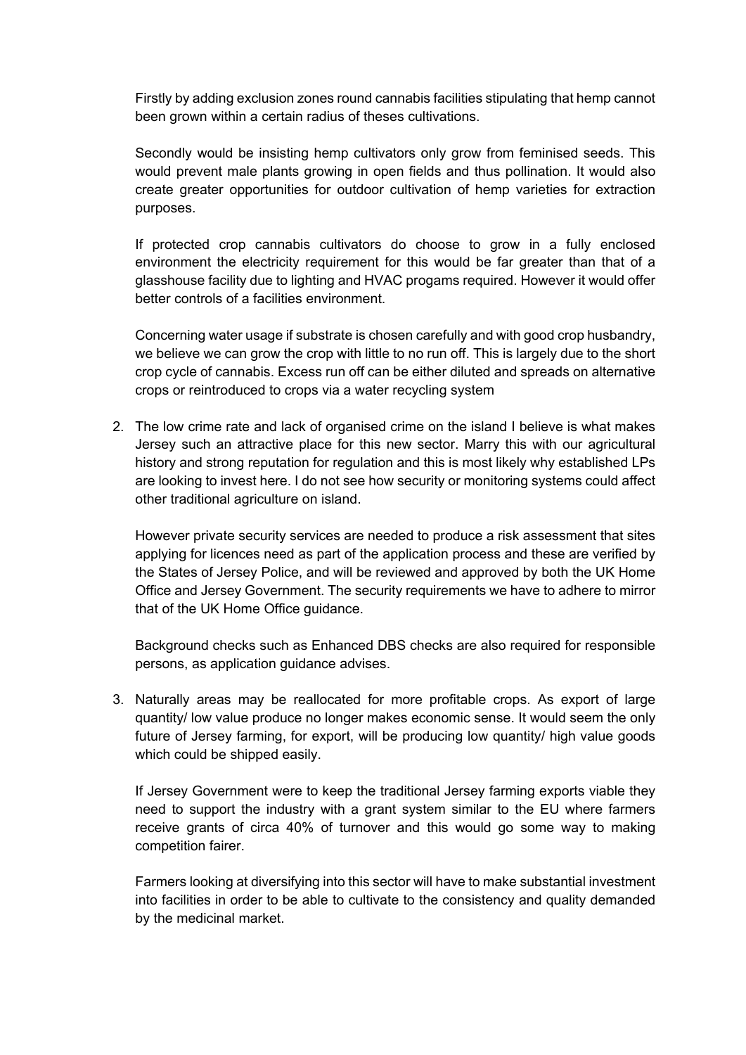Firstly by adding exclusion zones round cannabis facilities stipulating that hemp cannot been grown within a certain radius of theses cultivations.

Secondly would be insisting hemp cultivators only grow from feminised seeds. This would prevent male plants growing in open fields and thus pollination. It would also create greater opportunities for outdoor cultivation of hemp varieties for extraction purposes.

If protected crop cannabis cultivators do choose to grow in a fully enclosed environment the electricity requirement for this would be far greater than that of a glasshouse facility due to lighting and HVAC progams required. However it would offer better controls of a facilities environment.

Concerning water usage if substrate is chosen carefully and with good crop husbandry, we believe we can grow the crop with little to no run off. This is largely due to the short crop cycle of cannabis. Excess run off can be either diluted and spreads on alternative crops or reintroduced to crops via a water recycling system

2. The low crime rate and lack of organised crime on the island I believe is what makes Jersey such an attractive place for this new sector. Marry this with our agricultural history and strong reputation for regulation and this is most likely why established LPs are looking to invest here. I do not see how security or monitoring systems could affect other traditional agriculture on island.

   However private security services are needed to produce a risk assessment that sites applying for licences need as part of the application process and these are verified by the States of Jersey Police, and will be reviewed and approved by both the UK Home Office and Jersey Government. The security requirements we have to adhere to mirror that of the UK Home Office guidance.

   Background checks such as Enhanced DBS checks are also required for responsible persons, as application guidance advises.

3. Naturally areas may be reallocated for more profitable crops. As export of large quantity/ low value produce no longer makes economic sense. It would seem the only future of Jersey farming, for export, will be producing low quantity/ high value goods which could be shipped easily.

   If Jersey Government were to keep the traditional Jersey farming exports viable they need to support the industry with a grant system similar to the EU where farmers receive grants of circa 40% of turnover and this would go some way to making competition fairer.

   Farmers looking at diversifying into this sector will have to make substantial investment into facilities in order to be able to cultivate to the consistency and quality demanded by the medicinal market.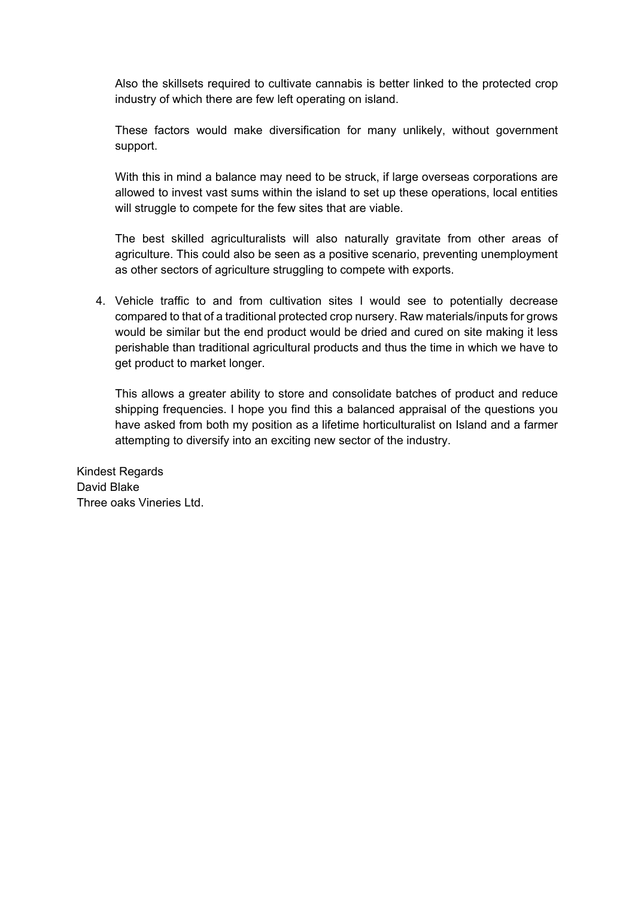Also the skillsets required to cultivate cannabis is better linked to the protected crop industry of which there are few left operating on island.

These factors would make diversification for many unlikely, without government support.

With this in mind a balance may need to be struck, if large overseas corporations are allowed to invest vast sums within the island to set up these operations, local entities will struggle to compete for the few sites that are viable.

The best skilled agriculturalists will also naturally gravitate from other areas of agriculture. This could also be seen as a positive scenario, preventing unemployment as other sectors of agriculture struggling to compete with exports.

4. Vehicle traffic to and from cultivation sites I would see to potentially decrease compared to that of a traditional protected crop nursery. Raw materials/inputs for grows would be similar but the end product would be dried and cured on site making it less perishable than traditional agricultural products and thus the time in which we have to get product to market longer.

   This allows a greater ability to store and consolidate batches of product and reduce shipping frequencies. I hope you find this a balanced appraisal of the questions you have asked from both my position as a lifetime horticulturalist on Island and a farmer attempting to diversify into an exciting new sector of the industry.

Kindest Regards
David Blake
Three oaks Vineries Ltd.